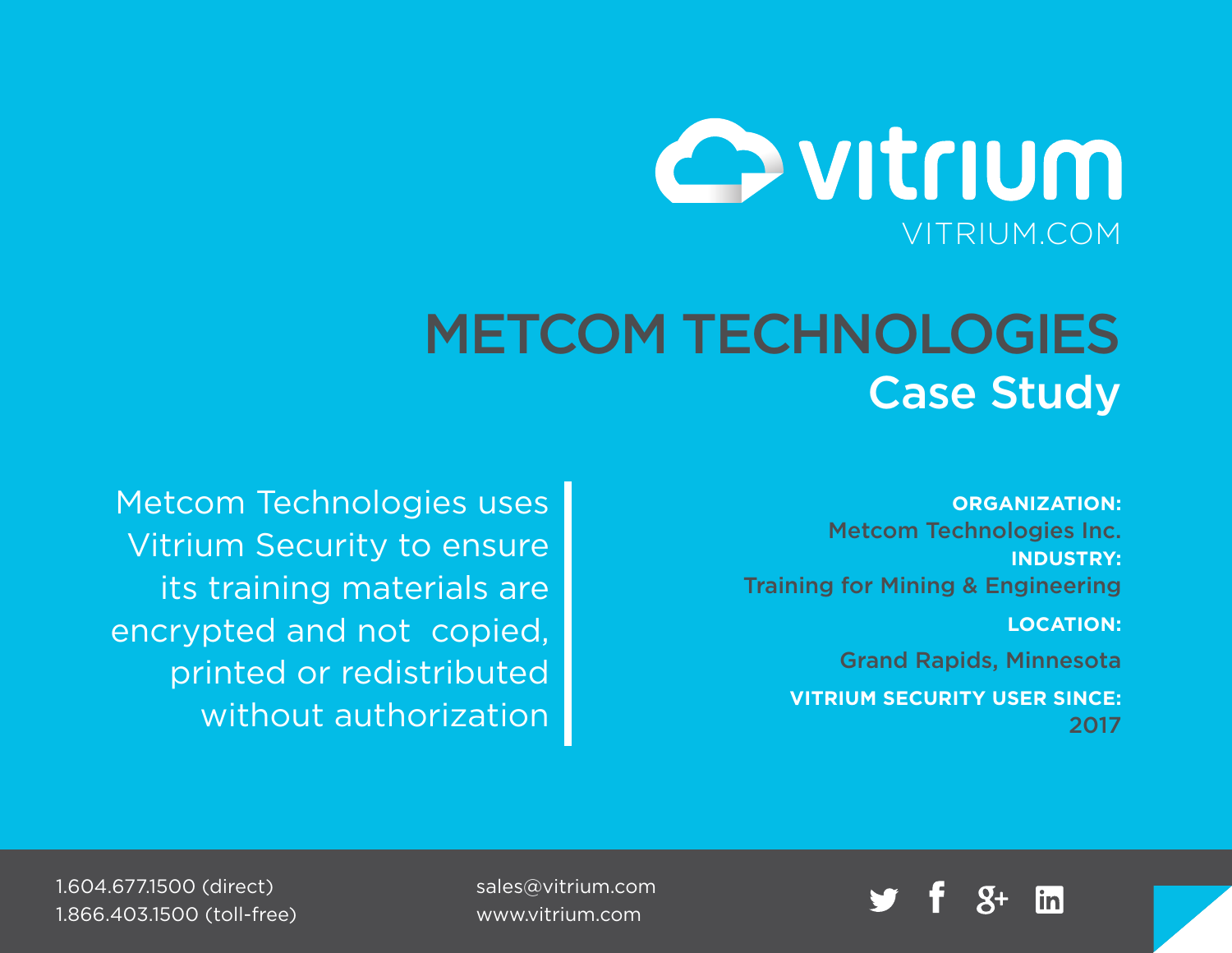vitrium

VITRIUM.COM

# METCOM TECHNOLOGIES

## Case Study

Metcom Technologies uses Vitrium Security to ensure its training materials are encrypted and not copied, printed or redistributed without authorization

**ORGANIZATION:**
Metcom Technologies Inc.

**INDUSTRY:**
Training for Mining & Engineering

**LOCATION:**
Grand Rapids, Minnesota

**VITRIUM SECURITY USER SINCE:**
2017

1.604.677.1500 (direct)
1.866.403.1500 (toll-free)

sales@vitrium.com
www.vitrium.com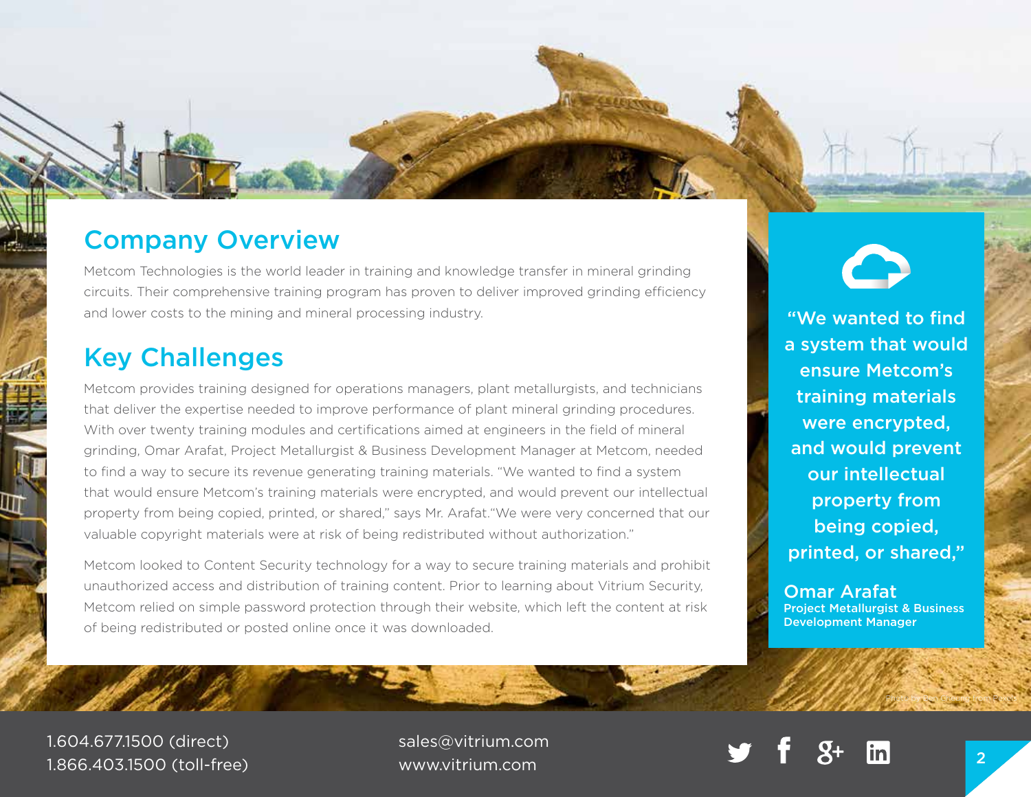## Company Overview

Metcom Technologies is the world leader in training and knowledge transfer in mineral grinding circuits. Their comprehensive training program has proven to deliver improved grinding efficiency and lower costs to the mining and mineral processing industry.

## Key Challenges

Metcom provides training designed for operations managers, plant metallurgists, and technicians that deliver the expertise needed to improve performance of plant mineral grinding procedures. With over twenty training modules and certifications aimed at engineers in the field of mineral grinding, Omar Arafat, Project Metallurgist & Business Development Manager at Metcom, needed to find a way to secure its revenue generating training materials. "We wanted to find a system that would ensure Metcom's training materials were encrypted, and would prevent our intellectual property from being copied, printed, or shared," says Mr. Arafat."We were very concerned that our valuable copyright materials were at risk of being redistributed without authorization."

Metcom looked to Content Security technology for a way to secure training materials and prohibit unauthorized access and distribution of training content. Prior to learning about Vitrium Security, Metcom relied on simple password protection through their website, which left the content at risk of being redistributed or posted online once it was downloaded.

> **"We wanted to find a system that would ensure Metcom's training materials were encrypted, and would prevent our intellectual property from being copied, printed, or shared,"**
>
> **Omar Arafat**
> **Project Metallurgist & Business Development Manager**

Photo by Ben Gheeving from Pexels

1.604.677.1500 (direct)
1.866.403.1500 (toll-free)

sales@vitrium.com
www.vitrium.com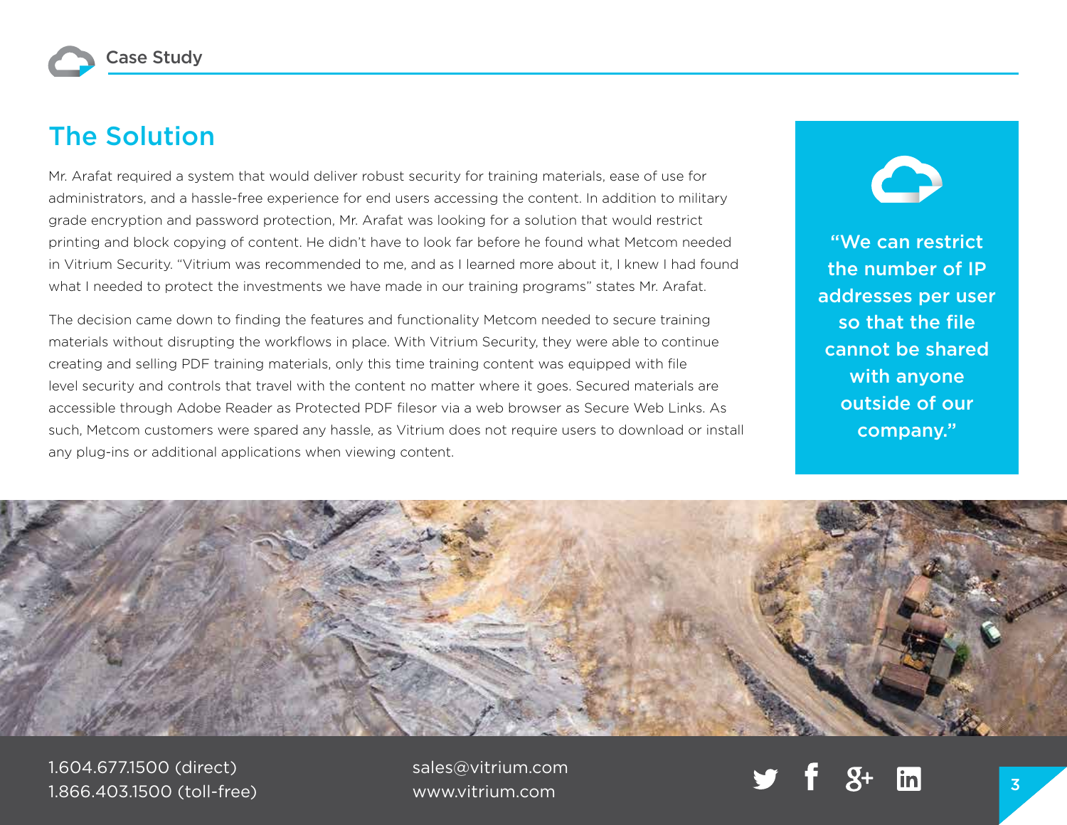## The Solution

Mr. Arafat required a system that would deliver robust security for training materials, ease of use for administrators, and a hassle-free experience for end users accessing the content. In addition to military grade encryption and password protection, Mr. Arafat was looking for a solution that would restrict printing and block copying of content. He didn't have to look far before he found what Metcom needed in Vitrium Security. "Vitrium was recommended to me, and as I learned more about it, I knew I had found what I needed to protect the investments we have made in our training programs" states Mr. Arafat.

The decision came down to finding the features and functionality Metcom needed to secure training materials without disrupting the workflows in place. With Vitrium Security, they were able to continue creating and selling PDF training materials, only this time training content was equipped with file level security and controls that travel with the content no matter where it goes. Secured materials are accessible through Adobe Reader as Protected PDF filesor via a web browser as Secure Web Links. As such, Metcom customers were spared any hassle, as Vitrium does not require users to download or install any plug-ins or additional applications when viewing content.

> "We can restrict the number of IP addresses per user so that the file cannot be shared with anyone outside of our company."

1.604.677.1500 (direct)
1.866.403.1500 (toll-free)

sales@vitrium.com
www.vitrium.com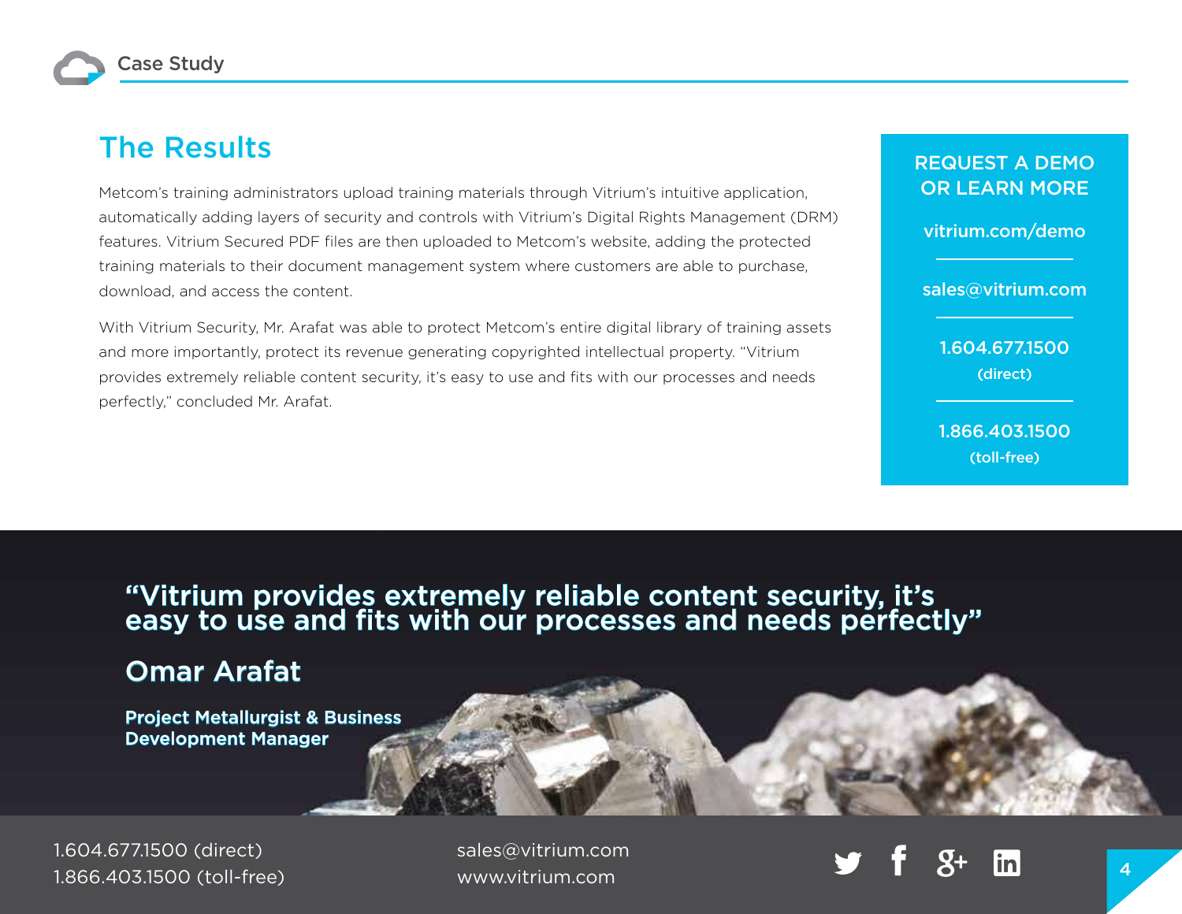## The Results

Metcom's training administrators upload training materials through Vitrium's intuitive application, automatically adding layers of security and controls with Vitrium's Digital Rights Management (DRM) features. Vitrium Secured PDF files are then uploaded to Metcom's website, adding the protected training materials to their document management system where customers are able to purchase, download, and access the content.

With Vitrium Security, Mr. Arafat was able to protect Metcom's entire digital library of training assets and more importantly, protect its revenue generating copyrighted intellectual property. "Vitrium provides extremely reliable content security, it's easy to use and fits with our processes and needs perfectly," concluded Mr. Arafat.

**REQUEST A DEMO OR LEARN MORE**

vitrium.com/demo

sales@vitrium.com

1.604.677.1500 (direct)

1.866.403.1500 (toll-free)

**"Vitrium provides extremely reliable content security, it's easy to use and fits with our processes and needs perfectly"**

**Omar Arafat**

**Project Metallurgist & Business Development Manager**

1.604.677.1500 (direct)
1.866.403.1500 (toll-free)

sales@vitrium.com
www.vitrium.com